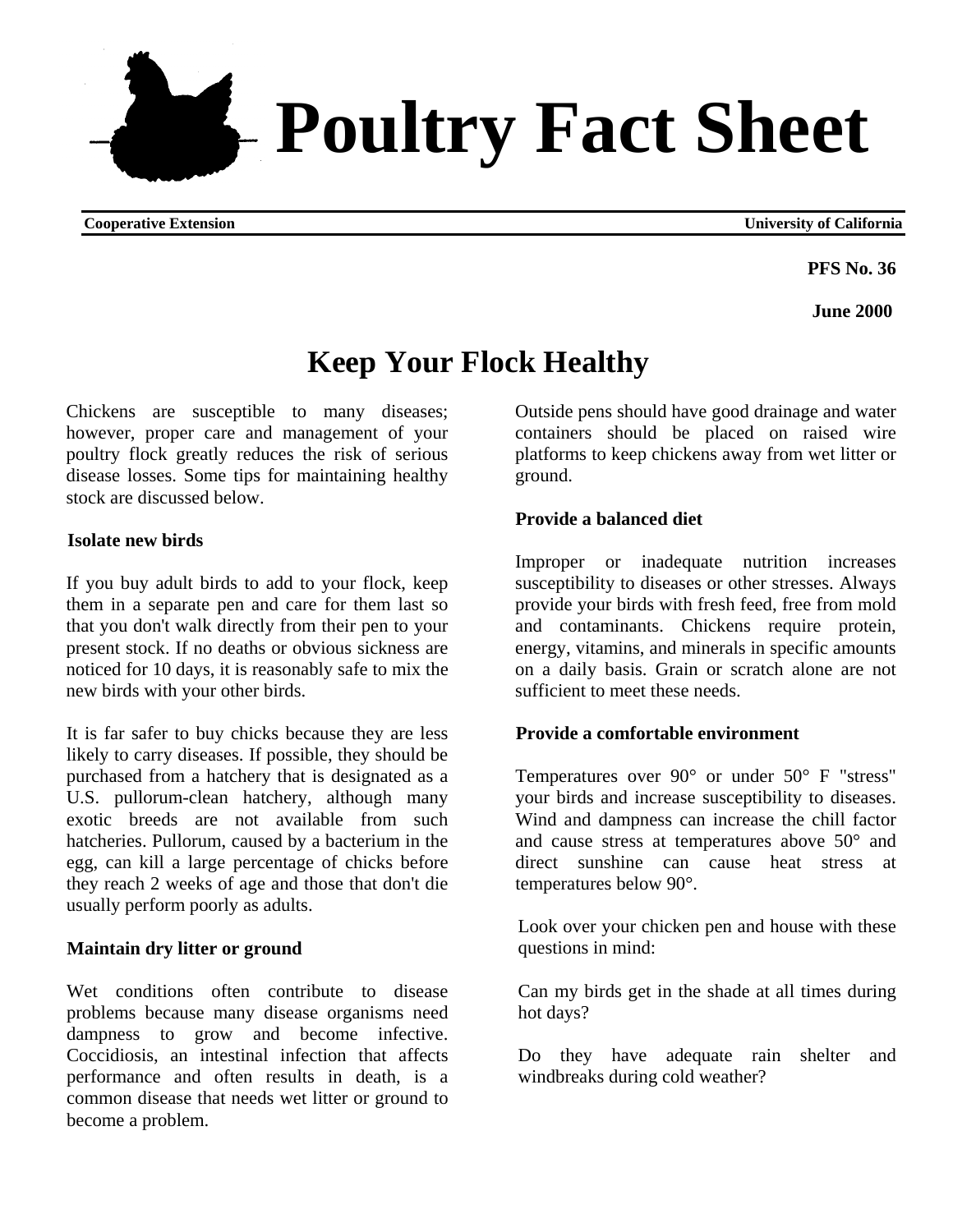# Poultry Fact Sheet

**Cooperative Extension** **University of California**

**PFS No. 36**

**June 2000**

## Keep Your Flock Healthy

Chickens are susceptible to many diseases; however, proper care and management of your poultry flock greatly reduces the risk of serious disease losses. Some tips for maintaining healthy stock are discussed below.

### Isolate new birds

If you buy adult birds to add to your flock, keep them in a separate pen and care for them last so that you don't walk directly from their pen to your present stock. If no deaths or obvious sickness are noticed for 10 days, it is reasonably safe to mix the new birds with your other birds.

It is far safer to buy chicks because they are less likely to carry diseases. If possible, they should be purchased from a hatchery that is designated as a U.S. pullorum-clean hatchery, although many exotic breeds are not available from such hatcheries. Pullorum, caused by a bacterium in the egg, can kill a large percentage of chicks before they reach 2 weeks of age and those that don't die usually perform poorly as adults.

### Maintain dry litter or ground

Wet conditions often contribute to disease problems because many disease organisms need dampness to grow and become infective. Coccidiosis, an intestinal infection that affects performance and often results in death, is a common disease that needs wet litter or ground to become a problem.

Outside pens should have good drainage and water containers should be placed on raised wire platforms to keep chickens away from wet litter or ground.

### Provide a balanced diet

Improper or inadequate nutrition increases susceptibility to diseases or other stresses. Always provide your birds with fresh feed, free from mold and contaminants. Chickens require protein, energy, vitamins, and minerals in specific amounts on a daily basis. Grain or scratch alone are not sufficient to meet these needs.

### Provide a comfortable environment

Temperatures over 90° or under 50° F "stress" your birds and increase susceptibility to diseases. Wind and dampness can increase the chill factor and cause stress at temperatures above 50° and direct sunshine can cause heat stress at temperatures below 90°.

Look over your chicken pen and house with these questions in mind:

Can my birds get in the shade at all times during hot days?

Do they have adequate rain shelter and windbreaks during cold weather?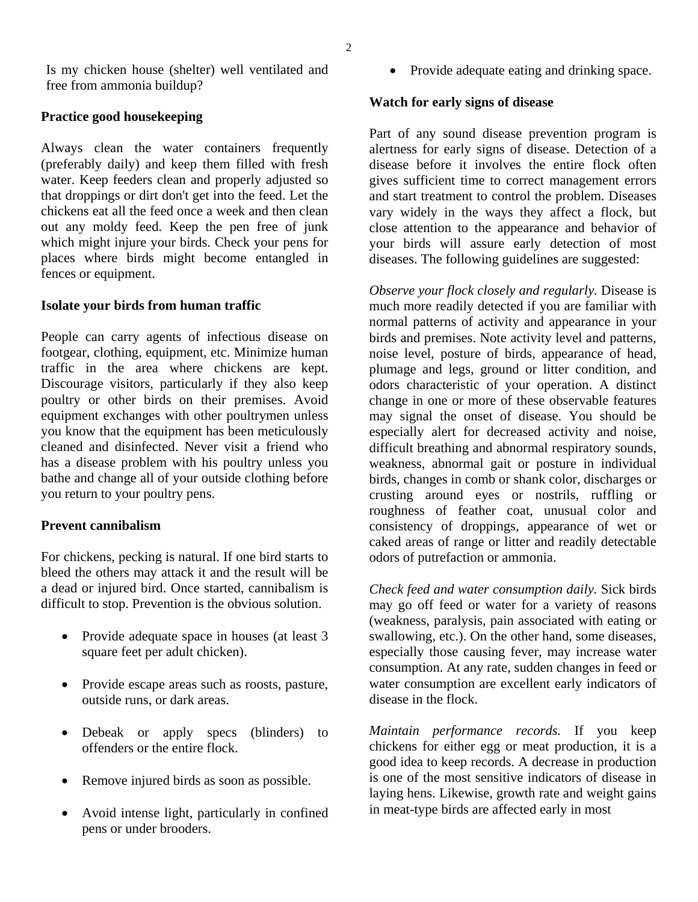Is my chicken house (shelter) well ventilated and free from ammonia buildup?

**Practice good housekeeping**

Always clean the water containers frequently (preferably daily) and keep them filled with fresh water. Keep feeders clean and properly adjusted so that droppings or dirt don't get into the feed. Let the chickens eat all the feed once a week and then clean out any moldy feed. Keep the pen free of junk which might injure your birds. Check your pens for places where birds might become entangled in fences or equipment.

**Isolate your birds from human traffic**

People can carry agents of infectious disease on footgear, clothing, equipment, etc. Minimize human traffic in the area where chickens are kept. Discourage visitors, particularly if they also keep poultry or other birds on their premises. Avoid equipment exchanges with other poultrymen unless you know that the equipment has been meticulously cleaned and disinfected. Never visit a friend who has a disease problem with his poultry unless you bathe and change all of your outside clothing before you return to your poultry pens.

**Prevent cannibalism**

For chickens, pecking is natural. If one bird starts to bleed the others may attack it and the result will be a dead or injured bird. Once started, cannibalism is difficult to stop. Prevention is the obvious solution.

- Provide adequate space in houses (at least 3 square feet per adult chicken).
- Provide escape areas such as roosts, pasture, outside runs, or dark areas.
- Debeak or apply specs (blinders) to offenders or the entire flock.
- Remove injured birds as soon as possible.
- Avoid intense light, particularly in confined pens or under brooders.
- Provide adequate eating and drinking space.

**Watch for early signs of disease**

Part of any sound disease prevention program is alertness for early signs of disease. Detection of a disease before it involves the entire flock often gives sufficient time to correct management errors and start treatment to control the problem. Diseases vary widely in the ways they affect a flock, but close attention to the appearance and behavior of your birds will assure early detection of most diseases. The following guidelines are suggested:

*Observe your flock closely and regularly.* Disease is much more readily detected if you are familiar with normal patterns of activity and appearance in your birds and premises. Note activity level and patterns, noise level, posture of birds, appearance of head, plumage and legs, ground or litter condition, and odors characteristic of your operation. A distinct change in one or more of these observable features may signal the onset of disease. You should be especially alert for decreased activity and noise, difficult breathing and abnormal respiratory sounds, weakness, abnormal gait or posture in individual birds, changes in comb or shank color, discharges or crusting around eyes or nostrils, ruffling or roughness of feather coat, unusual color and consistency of droppings, appearance of wet or caked areas of range or litter and readily detectable odors of putrefaction or ammonia.

*Check feed and water consumption daily.* Sick birds may go off feed or water for a variety of reasons (weakness, paralysis, pain associated with eating or swallowing, etc.). On the other hand, some diseases, especially those causing fever, may increase water consumption. At any rate, sudden changes in feed or water consumption are excellent early indicators of disease in the flock.

*Maintain performance records.* If you keep chickens for either egg or meat production, it is a good idea to keep records. A decrease in production is one of the most sensitive indicators of disease in laying hens. Likewise, growth rate and weight gains in meat-type birds are affected early in most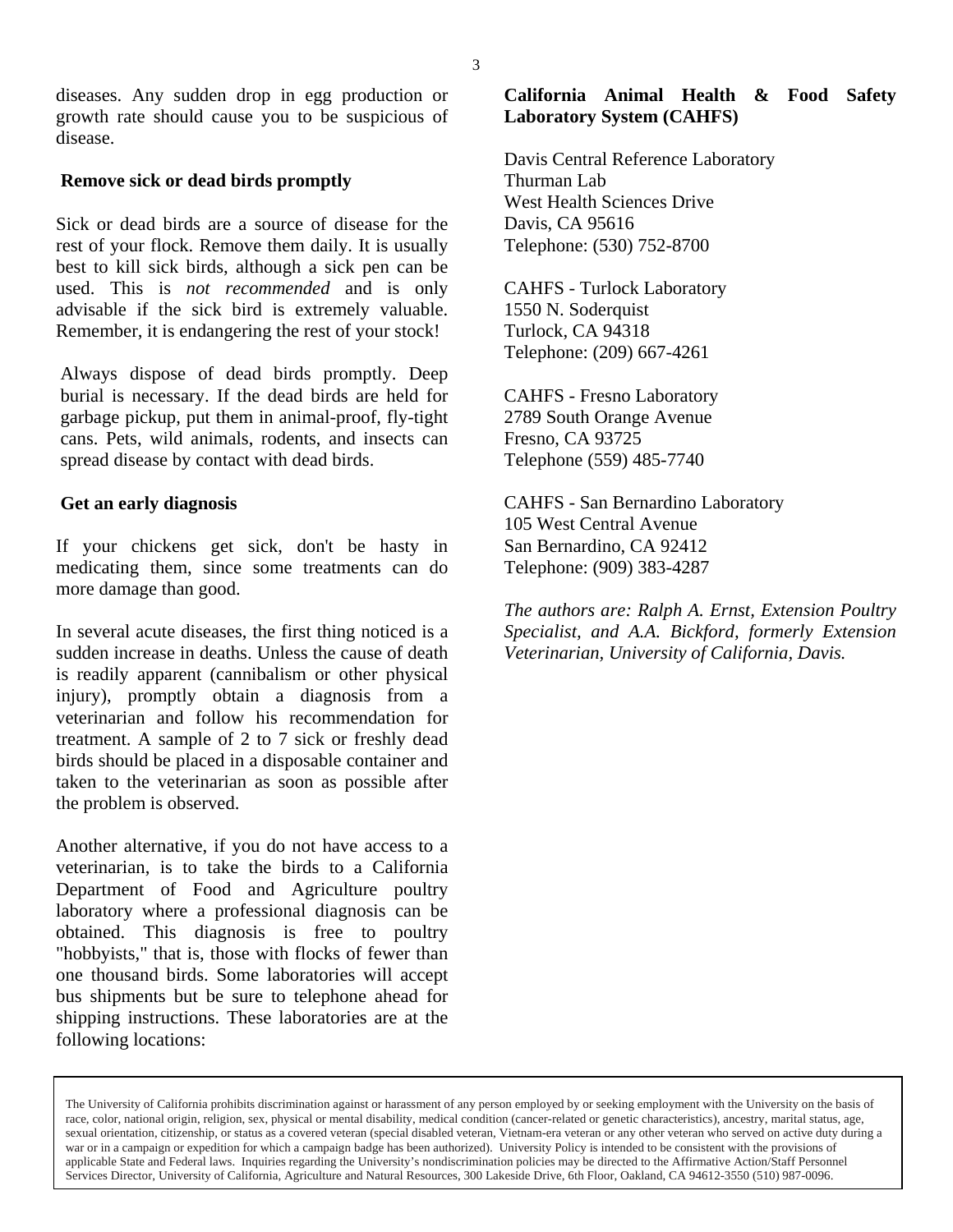diseases. Any sudden drop in egg production or growth rate should cause you to be suspicious of disease.

**Remove sick or dead birds promptly**

Sick or dead birds are a source of disease for the rest of your flock. Remove them daily. It is usually best to kill sick birds, although a sick pen can be used. This is *not recommended* and is only advisable if the sick bird is extremely valuable. Remember, it is endangering the rest of your stock!

Always dispose of dead birds promptly. Deep burial is necessary. If the dead birds are held for garbage pickup, put them in animal-proof, fly-tight cans. Pets, wild animals, rodents, and insects can spread disease by contact with dead birds.

**Get an early diagnosis**

If your chickens get sick, don't be hasty in medicating them, since some treatments can do more damage than good.

In several acute diseases, the first thing noticed is a sudden increase in deaths. Unless the cause of death is readily apparent (cannibalism or other physical injury), promptly obtain a diagnosis from a veterinarian and follow his recommendation for treatment. A sample of 2 to 7 sick or freshly dead birds should be placed in a disposable container and taken to the veterinarian as soon as possible after the problem is observed.

Another alternative, if you do not have access to a veterinarian, is to take the birds to a California Department of Food and Agriculture poultry laboratory where a professional diagnosis can be obtained. This diagnosis is free to poultry "hobbyists," that is, those with flocks of fewer than one thousand birds. Some laboratories will accept bus shipments but be sure to telephone ahead for shipping instructions. These laboratories are at the following locations:

**California Animal Health & Food Safety Laboratory System (CAHFS)**

Davis Central Reference Laboratory
Thurman Lab
West Health Sciences Drive
Davis, CA 95616
Telephone: (530) 752-8700

CAHFS - Turlock Laboratory
1550 N. Soderquist
Turlock, CA 94318
Telephone: (209) 667-4261

CAHFS - Fresno Laboratory
2789 South Orange Avenue
Fresno, CA 93725
Telephone (559) 485-7740

CAHFS - San Bernardino Laboratory
105 West Central Avenue
San Bernardino, CA 92412
Telephone: (909) 383-4287

*The authors are: Ralph A. Ernst, Extension Poultry Specialist, and A.A. Bickford, formerly Extension Veterinarian, University of California, Davis.*

The University of California prohibits discrimination against or harassment of any person employed by or seeking employment with the University on the basis of race, color, national origin, religion, sex, physical or mental disability, medical condition (cancer-related or genetic characteristics), ancestry, marital status, age, sexual orientation, citizenship, or status as a covered veteran (special disabled veteran, Vietnam-era veteran or any other veteran who served on active duty during a war or in a campaign or expedition for which a campaign badge has been authorized). University Policy is intended to be consistent with the provisions of applicable State and Federal laws. Inquiries regarding the University's nondiscrimination policies may be directed to the Affirmative Action/Staff Personnel Services Director, University of California, Agriculture and Natural Resources, 300 Lakeside Drive, 6th Floor, Oakland, CA 94612-3550 (510) 987-0096.